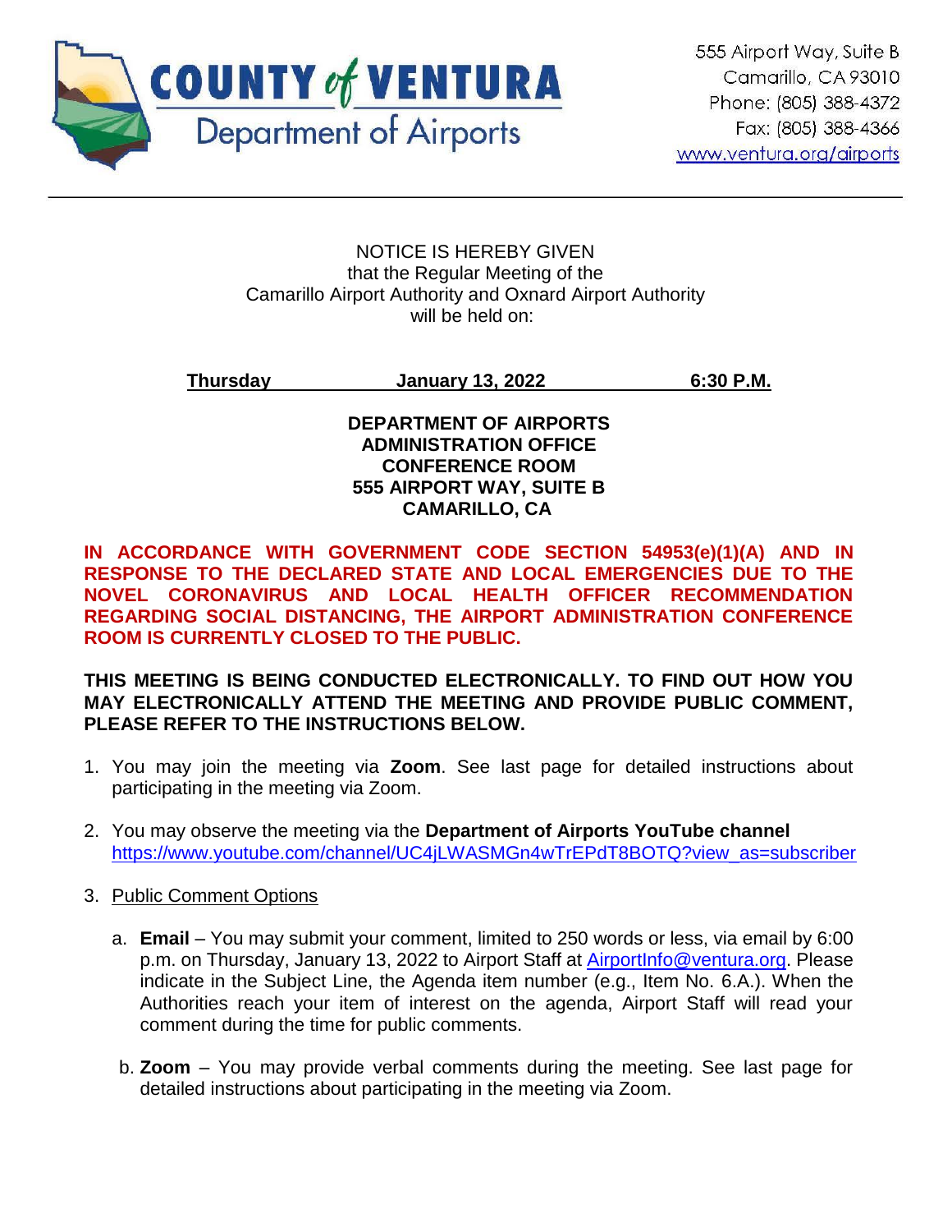**COUNTY of VENTURA**
**Department of Airports**

555 Airport Way, Suite B
Camarillo, CA 93010
Phone: (805) 388-4372
Fax: (805) 388-4366
www.ventura.org/airports

---

NOTICE IS HEREBY GIVEN
that the Regular Meeting of the
Camarillo Airport Authority and Oxnard Airport Authority
will be held on:

**Thursday** **January 13, 2022** **6:30 P.M.**

**DEPARTMENT OF AIRPORTS**
**ADMINISTRATION OFFICE**
**CONFERENCE ROOM**
**555 AIRPORT WAY, SUITE B**
**CAMARILLO, CA**

**IN ACCORDANCE WITH GOVERNMENT CODE SECTION 54953(e)(1)(A) AND IN RESPONSE TO THE DECLARED STATE AND LOCAL EMERGENCIES DUE TO THE NOVEL CORONAVIRUS AND LOCAL HEALTH OFFICER RECOMMENDATION REGARDING SOCIAL DISTANCING, THE AIRPORT ADMINISTRATION CONFERENCE ROOM IS CURRENTLY CLOSED TO THE PUBLIC.**

**THIS MEETING IS BEING CONDUCTED ELECTRONICALLY. TO FIND OUT HOW YOU MAY ELECTRONICALLY ATTEND THE MEETING AND PROVIDE PUBLIC COMMENT, PLEASE REFER TO THE INSTRUCTIONS BELOW.**

1. You may join the meeting via **Zoom**. See last page for detailed instructions about participating in the meeting via Zoom.

2. You may observe the meeting via the **Department of Airports YouTube channel** https://www.youtube.com/channel/UC4jLWASMGn4wTrEPdT8BOTQ?view_as=subscriber

3. Public Comment Options

   a. **Email** – You may submit your comment, limited to 250 words or less, via email by 6:00 p.m. on Thursday, January 13, 2022 to Airport Staff at AirportInfo@ventura.org. Please indicate in the Subject Line, the Agenda item number (e.g., Item No. 6.A.). When the Authorities reach your item of interest on the agenda, Airport Staff will read your comment during the time for public comments.

   b. **Zoom** – You may provide verbal comments during the meeting. See last page for detailed instructions about participating in the meeting via Zoom.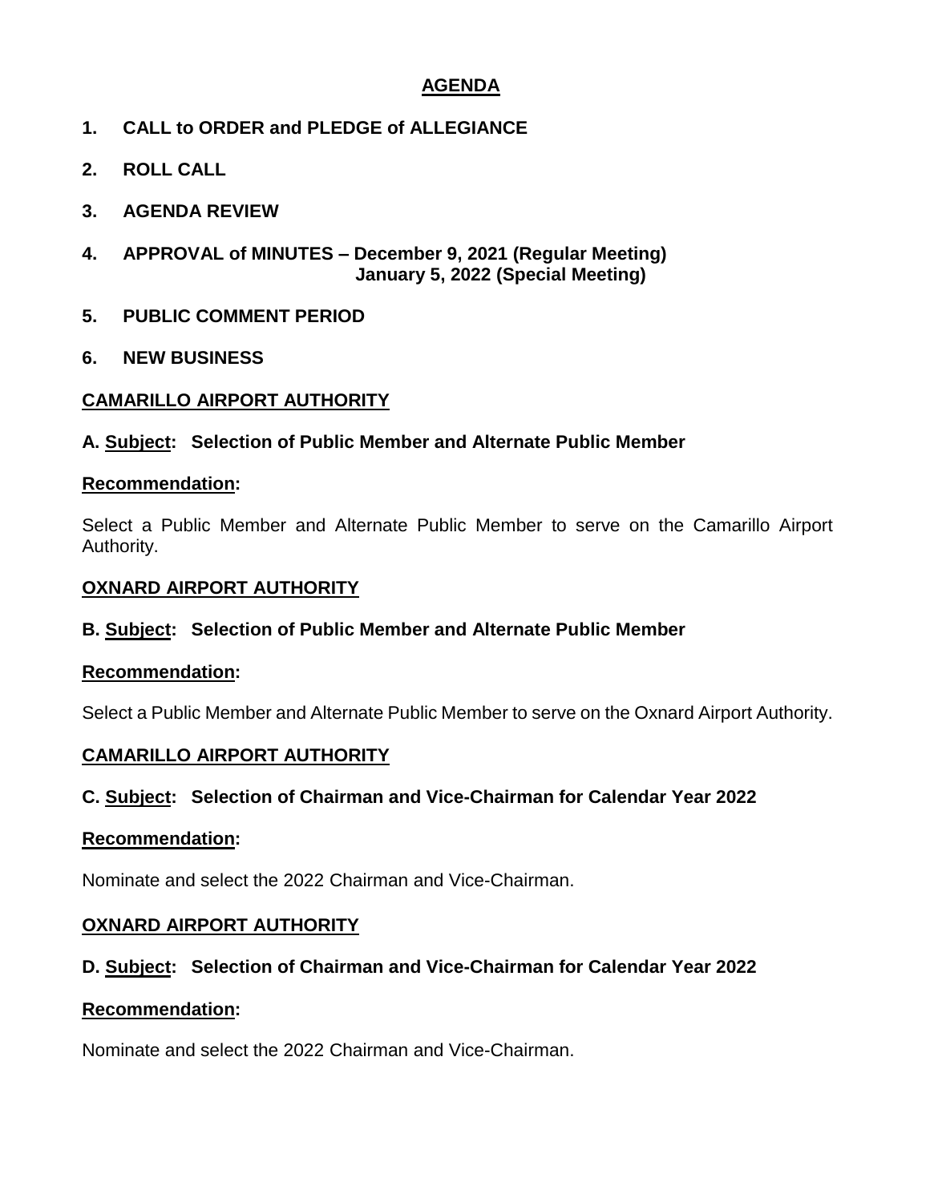# AGENDA

**1. CALL to ORDER and PLEDGE of ALLEGIANCE**

**2. ROLL CALL**

**3. AGENDA REVIEW**

**4. APPROVAL of MINUTES – December 9, 2021 (Regular Meeting)**
**January 5, 2022 (Special Meeting)**

**5. PUBLIC COMMENT PERIOD**

**6. NEW BUSINESS**

## CAMARILLO AIRPORT AUTHORITY

**A. Subject: Selection of Public Member and Alternate Public Member**

**Recommendation:**

Select a Public Member and Alternate Public Member to serve on the Camarillo Airport Authority.

## OXNARD AIRPORT AUTHORITY

**B. Subject: Selection of Public Member and Alternate Public Member**

**Recommendation:**

Select a Public Member and Alternate Public Member to serve on the Oxnard Airport Authority.

## CAMARILLO AIRPORT AUTHORITY

**C. Subject: Selection of Chairman and Vice-Chairman for Calendar Year 2022**

**Recommendation:**

Nominate and select the 2022 Chairman and Vice-Chairman.

## OXNARD AIRPORT AUTHORITY

**D. Subject: Selection of Chairman and Vice-Chairman for Calendar Year 2022**

**Recommendation:**

Nominate and select the 2022 Chairman and Vice-Chairman.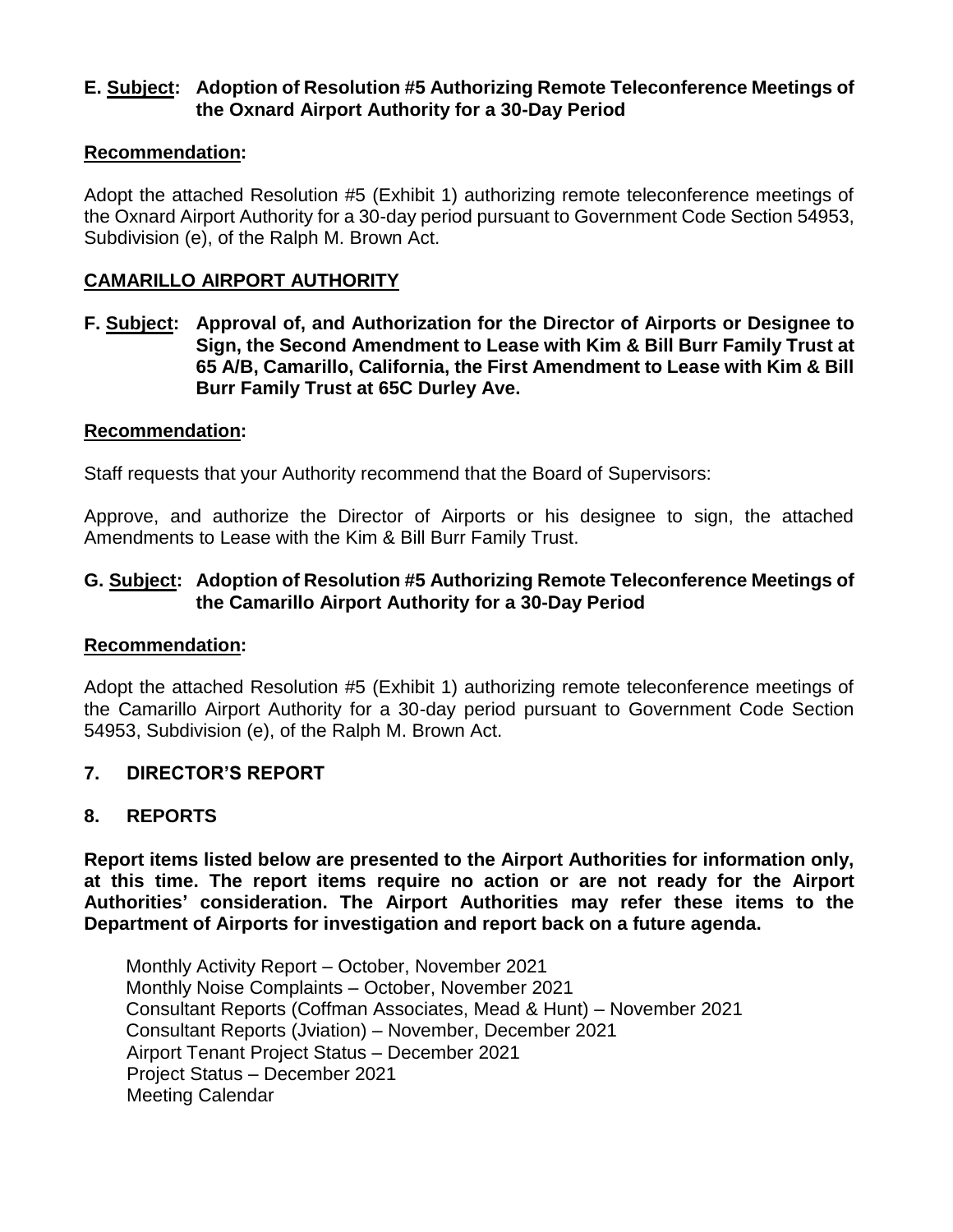**E. <u>Subject</u>: Adoption of Resolution #5 Authorizing Remote Teleconference Meetings of the Oxnard Airport Authority for a 30-Day Period**

**<u>Recommendation</u>:**

Adopt the attached Resolution #5 (Exhibit 1) authorizing remote teleconference meetings of the Oxnard Airport Authority for a 30-day period pursuant to Government Code Section 54953, Subdivision (e), of the Ralph M. Brown Act.

## CAMARILLO AIRPORT AUTHORITY

**F. <u>Subject</u>: Approval of, and Authorization for the Director of Airports or Designee to Sign, the Second Amendment to Lease with Kim & Bill Burr Family Trust at 65 A/B, Camarillo, California, the First Amendment to Lease with Kim & Bill Burr Family Trust at 65C Durley Ave.**

**<u>Recommendation</u>:**

Staff requests that your Authority recommend that the Board of Supervisors:

Approve, and authorize the Director of Airports or his designee to sign, the attached Amendments to Lease with the Kim & Bill Burr Family Trust.

**G. <u>Subject</u>: Adoption of Resolution #5 Authorizing Remote Teleconference Meetings of the Camarillo Airport Authority for a 30-Day Period**

**<u>Recommendation</u>:**

Adopt the attached Resolution #5 (Exhibit 1) authorizing remote teleconference meetings of the Camarillo Airport Authority for a 30-day period pursuant to Government Code Section 54953, Subdivision (e), of the Ralph M. Brown Act.

## 7. DIRECTOR'S REPORT

## 8. REPORTS

**Report items listed below are presented to the Airport Authorities for information only, at this time. The report items require no action or are not ready for the Airport Authorities' consideration. The Airport Authorities may refer these items to the Department of Airports for investigation and report back on a future agenda.**

Monthly Activity Report – October, November 2021
Monthly Noise Complaints – October, November 2021
Consultant Reports (Coffman Associates, Mead & Hunt) – November 2021
Consultant Reports (Jviation) – November, December 2021
Airport Tenant Project Status – December 2021
Project Status – December 2021
Meeting Calendar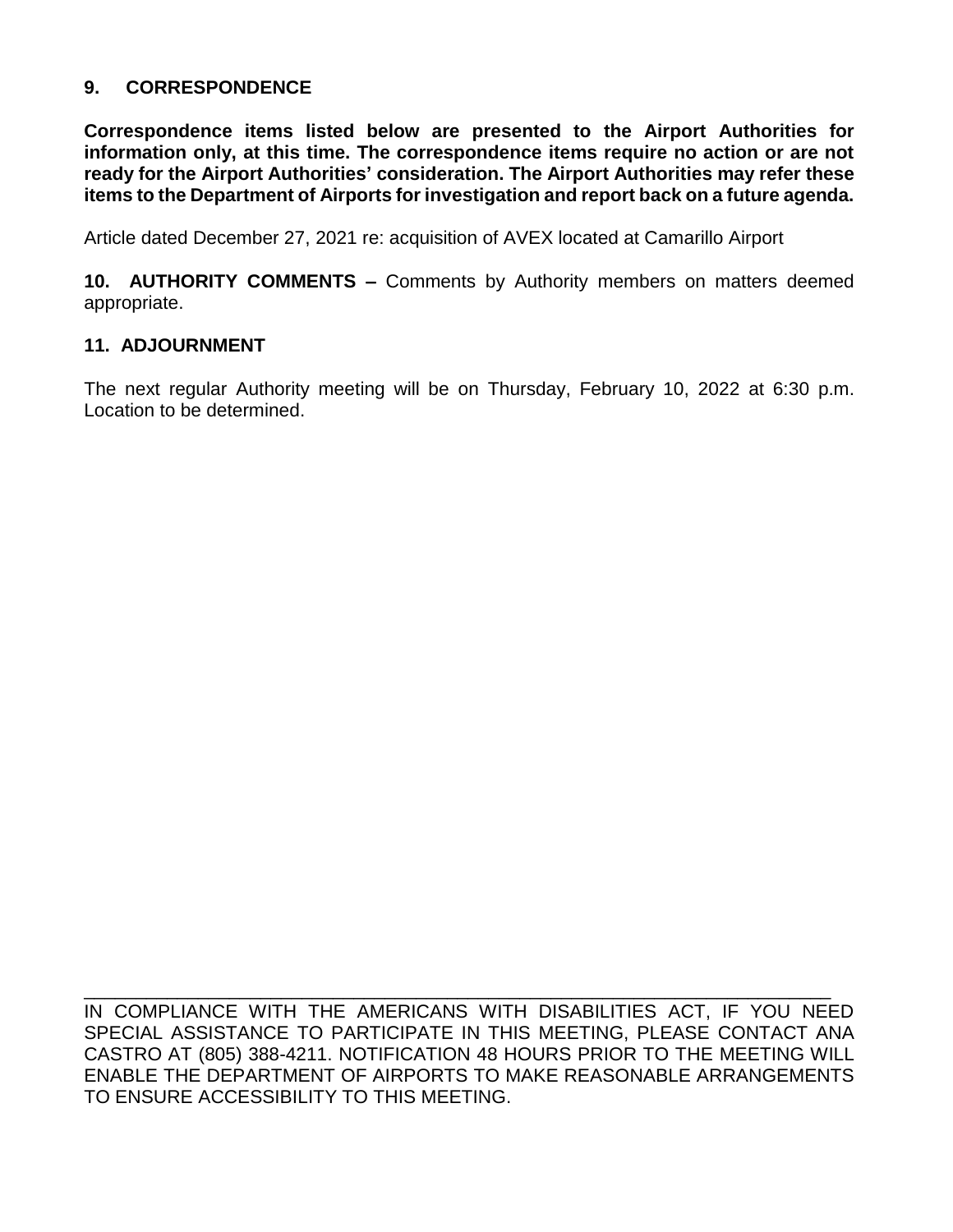## 9. CORRESPONDENCE

**Correspondence items listed below are presented to the Airport Authorities for information only, at this time. The correspondence items require no action or are not ready for the Airport Authorities' consideration. The Airport Authorities may refer these items to the Department of Airports for investigation and report back on a future agenda.**

Article dated December 27, 2021 re: acquisition of AVEX located at Camarillo Airport

**10. AUTHORITY COMMENTS –** Comments by Authority members on matters deemed appropriate.

## 11. ADJOURNMENT

The next regular Authority meeting will be on Thursday, February 10, 2022 at 6:30 p.m. Location to be determined.

---

IN COMPLIANCE WITH THE AMERICANS WITH DISABILITIES ACT, IF YOU NEED SPECIAL ASSISTANCE TO PARTICIPATE IN THIS MEETING, PLEASE CONTACT ANA CASTRO AT (805) 388-4211. NOTIFICATION 48 HOURS PRIOR TO THE MEETING WILL ENABLE THE DEPARTMENT OF AIRPORTS TO MAKE REASONABLE ARRANGEMENTS TO ENSURE ACCESSIBILITY TO THIS MEETING.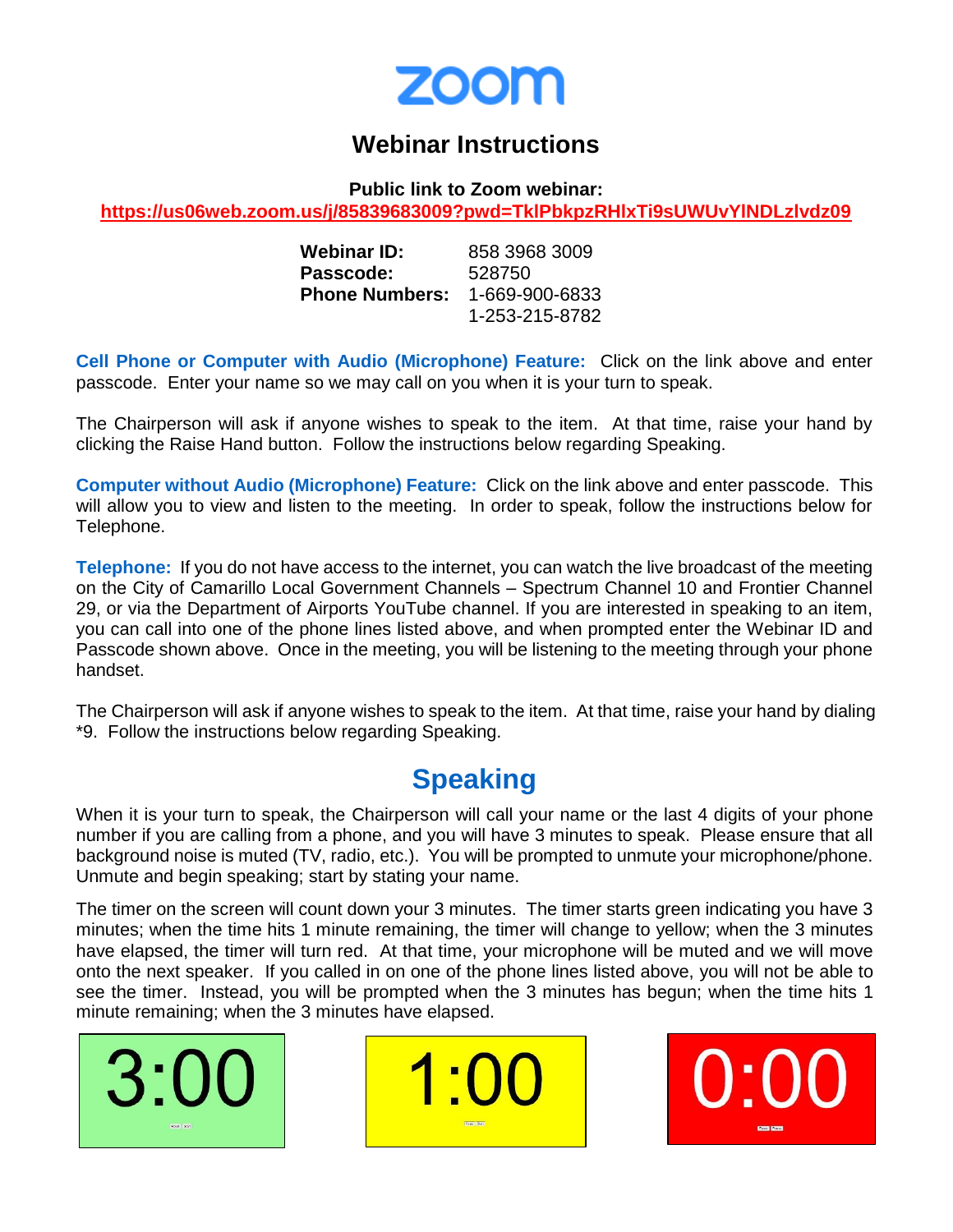# zoom

## Webinar Instructions

**Public link to Zoom webinar:**
**https://us06web.zoom.us/j/85839683009?pwd=TklPbkpzRHlxTi9sUWUvYlNDLzlvdz09**

| | |
|---|---|
| **Webinar ID:** | 858 3968 3009 |
| **Passcode:** | 528750 |
| **Phone Numbers:** | 1-669-900-6833 |
| | 1-253-215-8782 |

**Cell Phone or Computer with Audio (Microphone) Feature:** Click on the link above and enter passcode. Enter your name so we may call on you when it is your turn to speak.

The Chairperson will ask if anyone wishes to speak to the item. At that time, raise your hand by clicking the Raise Hand button. Follow the instructions below regarding Speaking.

**Computer without Audio (Microphone) Feature:** Click on the link above and enter passcode. This will allow you to view and listen to the meeting. In order to speak, follow the instructions below for Telephone.

**Telephone:** If you do not have access to the internet, you can watch the live broadcast of the meeting on the City of Camarillo Local Government Channels – Spectrum Channel 10 and Frontier Channel 29, or via the Department of Airports YouTube channel. If you are interested in speaking to an item, you can call into one of the phone lines listed above, and when prompted enter the Webinar ID and Passcode shown above. Once in the meeting, you will be listening to the meeting through your phone handset.

The Chairperson will ask if anyone wishes to speak to the item. At that time, raise your hand by dialing *9. Follow the instructions below regarding Speaking.

## Speaking

When it is your turn to speak, the Chairperson will call your name or the last 4 digits of your phone number if you are calling from a phone, and you will have 3 minutes to speak. Please ensure that all background noise is muted (TV, radio, etc.). You will be prompted to unmute your microphone/phone. Unmute and begin speaking; start by stating your name.

The timer on the screen will count down your 3 minutes. The timer starts green indicating you have 3 minutes; when the time hits 1 minute remaining, the timer will change to yellow; when the 3 minutes have elapsed, the timer will turn red. At that time, your microphone will be muted and we will move onto the next speaker. If you called in on one of the phone lines listed above, you will not be able to see the timer. Instead, you will be prompted when the 3 minutes has begun; when the time hits 1 minute remaining; when the 3 minutes have elapsed.

3:00

1:00

0:00